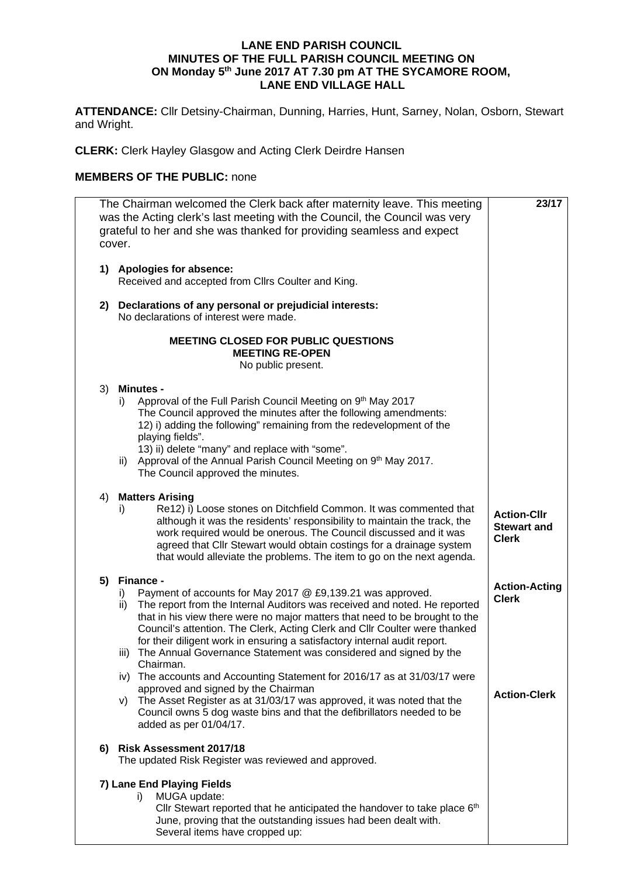**LANE END PARISH COUNCIL**
**MINUTES OF THE FULL PARISH COUNCIL MEETING ON**
**ON Monday 5th June 2017 AT 7.30 pm AT THE SYCAMORE ROOM,**
**LANE END VILLAGE HALL**

**ATTENDANCE:** Cllr Detsiny-Chairman, Dunning, Harries, Hunt, Sarney, Nolan, Osborn, Stewart and Wright.

**CLERK:** Clerk Hayley Glasgow and Acting Clerk Deirdre Hansen

**MEMBERS OF THE PUBLIC:** none

| | |
|---|---|
| The Chairman welcomed the Clerk back after maternity leave. This meeting was the Acting clerk's last meeting with the Council, the Council was very grateful to her and she was thanked for providing seamless and expect cover. | **23/17** |
| **1) Apologies for absence:**<br>Received and accepted from Cllrs Coulter and King. | |
| **2) Declarations of any personal or prejudicial interests:**<br>No declarations of interest were made. | |
| **MEETING CLOSED FOR PUBLIC QUESTIONS**<br>**MEETING RE-OPEN**<br>No public present. | |
| 3) **Minutes -**<br>i) Approval of the Full Parish Council Meeting on 9th May 2017<br>The Council approved the minutes after the following amendments:<br>12) i) adding the following" remaining from the redevelopment of the playing fields".<br>13) ii) delete "many" and replace with "some".<br>ii) Approval of the Annual Parish Council Meeting on 9th May 2017.<br>The Council approved the minutes. | |
| 4) **Matters Arising**<br>i) Re12) i) Loose stones on Ditchfield Common. It was commented that although it was the residents' responsibility to maintain the track, the work required would be onerous. The Council discussed and it was agreed that Cllr Stewart would obtain costings for a drainage system that would alleviate the problems. The item to go on the next agenda. | **Action-Cllr Stewart and Clerk** |
| **5) Finance -**<br>i) Payment of accounts for May 2017 @ £9,139.21 was approved.<br>ii) The report from the Internal Auditors was received and noted. He reported that in his view there were no major matters that need to be brought to the Council's attention. The Clerk, Acting Clerk and Cllr Coulter were thanked for their diligent work in ensuring a satisfactory internal audit report.<br>iii) The Annual Governance Statement was considered and signed by the Chairman.<br>iv) The accounts and Accounting Statement for 2016/17 as at 31/03/17 were approved and signed by the Chairman<br>v) The Asset Register as at 31/03/17 was approved, it was noted that the Council owns 5 dog waste bins and that the defibrillators needed to be added as per 01/04/17. | **Action-Acting Clerk**<br><br>**Action-Clerk** |
| **6) Risk Assessment 2017/18**<br>The updated Risk Register was reviewed and approved. | |
| **7) Lane End Playing Fields**<br>i) MUGA update:<br>Cllr Stewart reported that he anticipated the handover to take place 6th June, proving that the outstanding issues had been dealt with.<br>Several items have cropped up: | |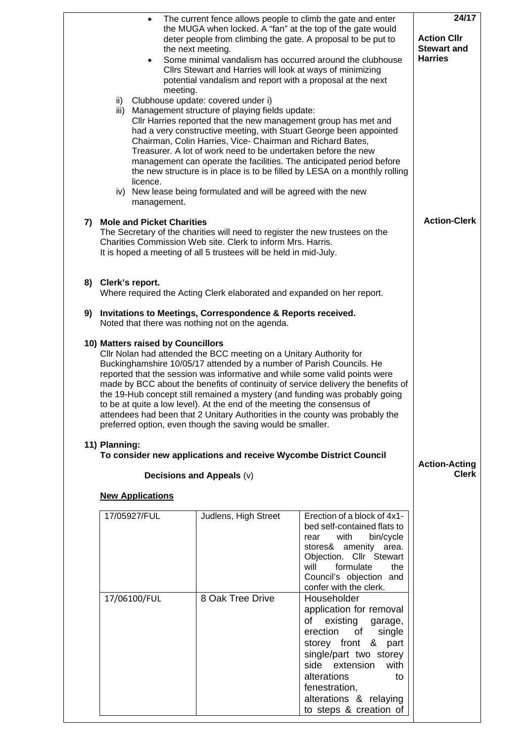- The current fence allows people to climb the gate and enter the MUGA when locked. A "fan" at the top of the gate would deter people from climbing the gate. A proposal to be put to the next meeting.
- Some minimal vandalism has occurred around the clubhouse Cllrs Stewart and Harries will look at ways of minimizing potential vandalism and report with a proposal at the next meeting.

**24/17**

**Action Cllr Stewart and Harries**

ii) Clubhouse update: covered under i)

iii) Management structure of playing fields update:
Cllr Harries reported that the new management group has met and had a very constructive meeting, with Stuart George been appointed Chairman, Colin Harries, Vice- Chairman and Richard Bates, Treasurer. A lot of work need to be undertaken before the new management can operate the facilities. The anticipated period before the new structure is in place is to be filled by LESA on a monthly rolling licence.

iv) New lease being formulated and will be agreed with the new management.

**7) Mole and Picket Charities**

The Secretary of the charities will need to register the new trustees on the Charities Commission Web site. Clerk to inform Mrs. Harris.
It is hoped a meeting of all 5 trustees will be held in mid-July.

**Action-Clerk**

**8) Clerk's report.**

Where required the Acting Clerk elaborated and expanded on her report.

**9) Invitations to Meetings, Correspondence & Reports received.**

Noted that there was nothing not on the agenda.

**10) Matters raised by Councillors**

Cllr Nolan had attended the BCC meeting on a Unitary Authority for Buckinghamshire 10/05/17 attended by a number of Parish Councils. He reported that the session was informative and while some valid points were made by BCC about the benefits of continuity of service delivery the benefits of the 19-Hub concept still remained a mystery (and funding was probably going to be at quite a low level). At the end of the meeting the consensus of attendees had been that 2 Unitary Authorities in the county was probably the preferred option, even though the saving would be smaller.

**11) Planning:**

**To consider new applications and receive Wycombe District Council**

**Decisions and Appeals** (v)

**Action-Acting Clerk**

**New Applications**

| | | |
|---|---|---|
| 17/05927/FUL | Judlens, High Street | Erection of a block of 4x1-bed self-contained flats to rear with bin/cycle stores& amenity area. Objection. Cllr Stewart will formulate the Council's objection and confer with the clerk. |
| 17/06100/FUL | 8 Oak Tree Drive | Householder application for removal of existing garage, erection of single storey front & part single/part two storey side extension with alterations to fenestration, alterations & relaying to steps & creation of |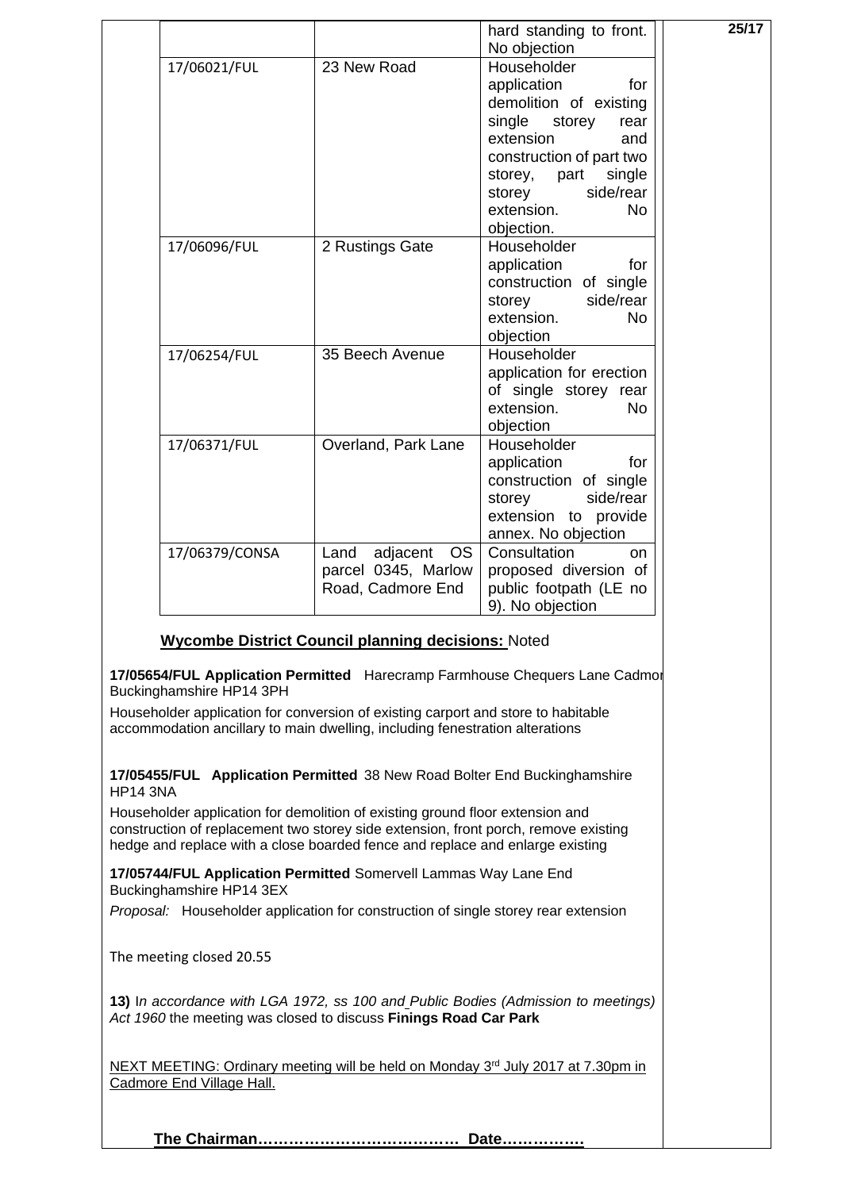| | | |
|---|---|---|
| | | hard standing to front. No objection |
| 17/06021/FUL | 23 New Road | Householder application for demolition of existing single storey rear extension and construction of part two storey, part single storey side/rear extension. No objection. |
| 17/06096/FUL | 2 Rustings Gate | Householder application for construction of single storey side/rear extension. No objection |
| 17/06254/FUL | 35 Beech Avenue | Householder application for erection of single storey rear extension. No objection |
| 17/06371/FUL | Overland, Park Lane | Householder application for construction of single storey side/rear extension to provide annex. No objection |
| 17/06379/CONSA | Land adjacent OS parcel 0345, Marlow Road, Cadmore End | Consultation on proposed diversion of public footpath (LE no 9). No objection |

**Wycombe District Council planning decisions:** Noted

**17/05654/FUL Application Permitted** Harecramp Farmhouse Chequers Lane Cadmor Buckinghamshire HP14 3PH

Householder application for conversion of existing carport and store to habitable accommodation ancillary to main dwelling, including fenestration alterations

**17/05455/FUL Application Permitted** 38 New Road Bolter End Buckinghamshire HP14 3NA

Householder application for demolition of existing ground floor extension and construction of replacement two storey side extension, front porch, remove existing hedge and replace with a close boarded fence and replace and enlarge existing

**17/05744/FUL Application Permitted** Somervell Lammas Way Lane End Buckinghamshire HP14 3EX

*Proposal:* Householder application for construction of single storey rear extension

The meeting closed 20.55

**13)** I*n accordance with LGA 1972, ss 100 and Public Bodies (Admission to meetings) Act 1960* the meeting was closed to discuss **Finings Road Car Park**

NEXT MEETING: Ordinary meeting will be held on Monday 3rd July 2017 at 7.30pm in Cadmore End Village Hall.

**The Chairman………………………………… Date…………….**